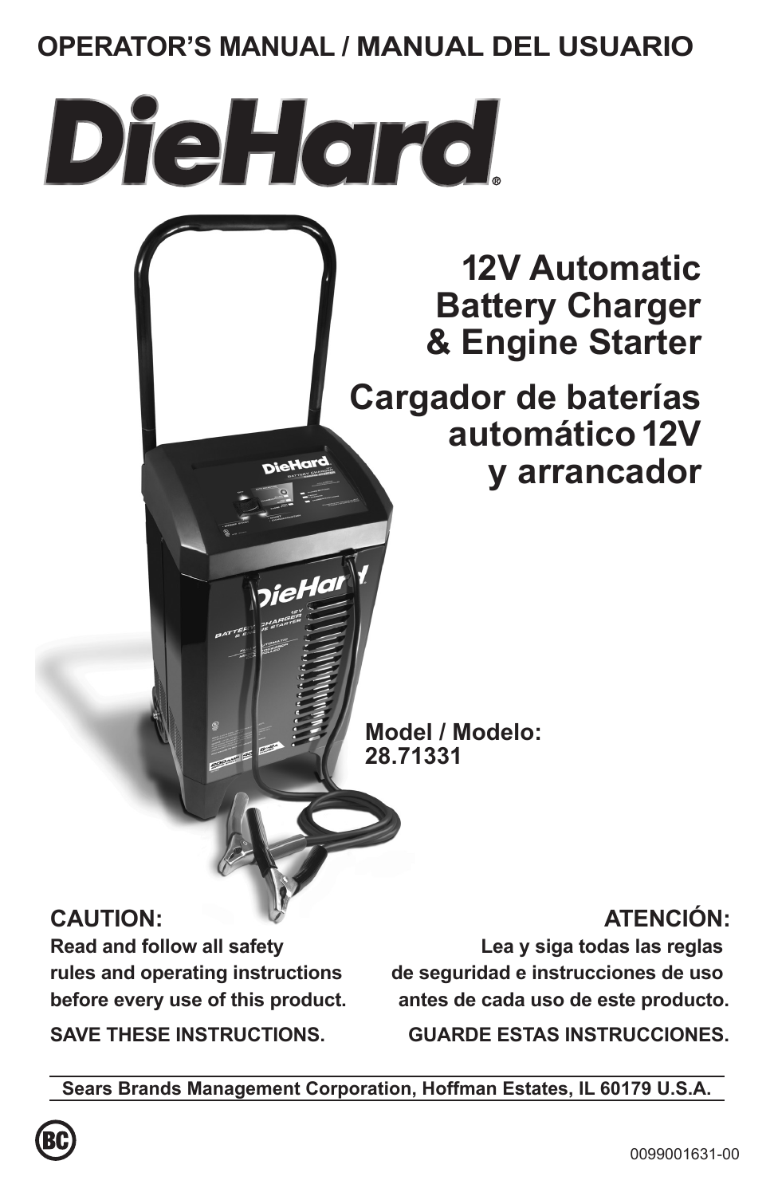**OPERATOR'S MANUAL / MANUAL DEL USUARIO**

# DieHard®

## 12V Automatic Battery Charger & Engine Starter

## Cargador de baterías automático 12V y arrancador

**Model / Modelo: 28.71331**

**CAUTION:**
**Read and follow all safety rules and operating instructions before every use of this product.**

**SAVE THESE INSTRUCTIONS.**

**ATENCIÓN:**
**Lea y siga todas las reglas de seguridad e instrucciones de uso antes de cada uso de este producto.**

**GUARDE ESTAS INSTRUCCIONES.**

**Sears Brands Management Corporation, Hoffman Estates, IL 60179 U.S.A.**

0099001631-00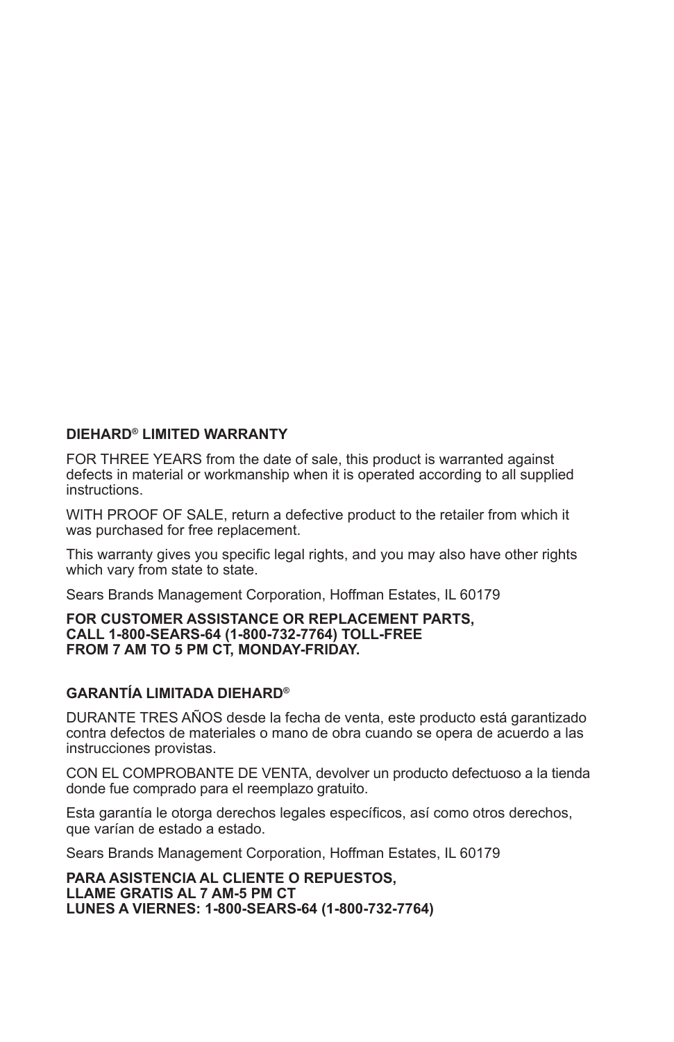## DIEHARD® LIMITED WARRANTY

FOR THREE YEARS from the date of sale, this product is warranted against defects in material or workmanship when it is operated according to all supplied instructions.

WITH PROOF OF SALE, return a defective product to the retailer from which it was purchased for free replacement.

This warranty gives you specific legal rights, and you may also have other rights which vary from state to state.

Sears Brands Management Corporation, Hoffman Estates, IL 60179

**FOR CUSTOMER ASSISTANCE OR REPLACEMENT PARTS, CALL 1-800-SEARS-64 (1-800-732-7764) TOLL-FREE FROM 7 AM TO 5 PM CT, MONDAY-FRIDAY.**

## GARANTÍA LIMITADA DIEHARD®

DURANTE TRES AÑOS desde la fecha de venta, este producto está garantizado contra defectos de materiales o mano de obra cuando se opera de acuerdo a las instrucciones provistas.

CON EL COMPROBANTE DE VENTA, devolver un producto defectuoso a la tienda donde fue comprado para el reemplazo gratuito.

Esta garantía le otorga derechos legales específicos, así como otros derechos, que varían de estado a estado.

Sears Brands Management Corporation, Hoffman Estates, IL 60179

**PARA ASISTENCIA AL CLIENTE O REPUESTOS, LLAME GRATIS AL 7 AM-5 PM CT LUNES A VIERNES: 1-800-SEARS-64 (1-800-732-7764)**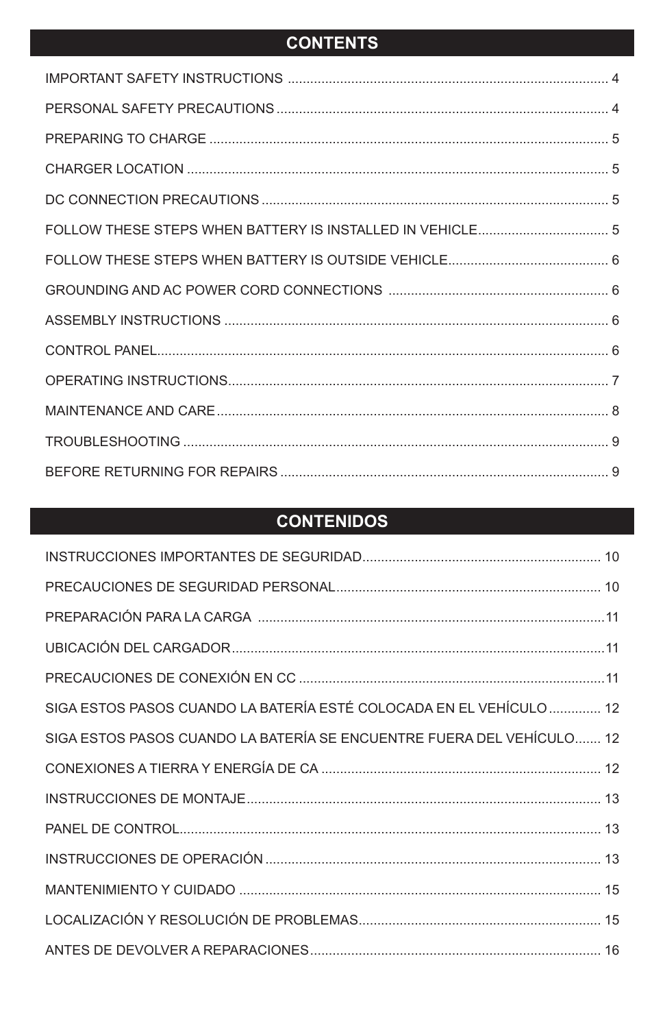## CONTENTS

| | |
|---|---|
| IMPORTANT SAFETY INSTRUCTIONS | 4 |
| PERSONAL SAFETY PRECAUTIONS | 4 |
| PREPARING TO CHARGE | 5 |
| CHARGER LOCATION | 5 |
| DC CONNECTION PRECAUTIONS | 5 |
| FOLLOW THESE STEPS WHEN BATTERY IS INSTALLED IN VEHICLE | 5 |
| FOLLOW THESE STEPS WHEN BATTERY IS OUTSIDE VEHICLE | 6 |
| GROUNDING AND AC POWER CORD CONNECTIONS | 6 |
| ASSEMBLY INSTRUCTIONS | 6 |
| CONTROL PANEL | 6 |
| OPERATING INSTRUCTIONS | 7 |
| MAINTENANCE AND CARE | 8 |
| TROUBLESHOOTING | 9 |
| BEFORE RETURNING FOR REPAIRS | 9 |

## CONTENIDOS

| | |
|---|---|
| INSTRUCCIONES IMPORTANTES DE SEGURIDAD | 10 |
| PRECAUCIONES DE SEGURIDAD PERSONAL | 10 |
| PREPARACIÓN PARA LA CARGA | 11 |
| UBICACIÓN DEL CARGADOR | 11 |
| PRECAUCIONES DE CONEXIÓN EN CC | 11 |
| SIGA ESTOS PASOS CUANDO LA BATERÍA ESTÉ COLOCADA EN EL VEHÍCULO | 12 |
| SIGA ESTOS PASOS CUANDO LA BATERÍA SE ENCUENTRE FUERA DEL VEHÍCULO | 12 |
| CONEXIONES A TIERRA Y ENERGÍA DE CA | 12 |
| INSTRUCCIONES DE MONTAJE | 13 |
| PANEL DE CONTROL | 13 |
| INSTRUCCIONES DE OPERACIÓN | 13 |
| MANTENIMIENTO Y CUIDADO | 15 |
| LOCALIZACIÓN Y RESOLUCIÓN DE PROBLEMAS | 15 |
| ANTES DE DEVOLVER A REPARACIONES | 16 |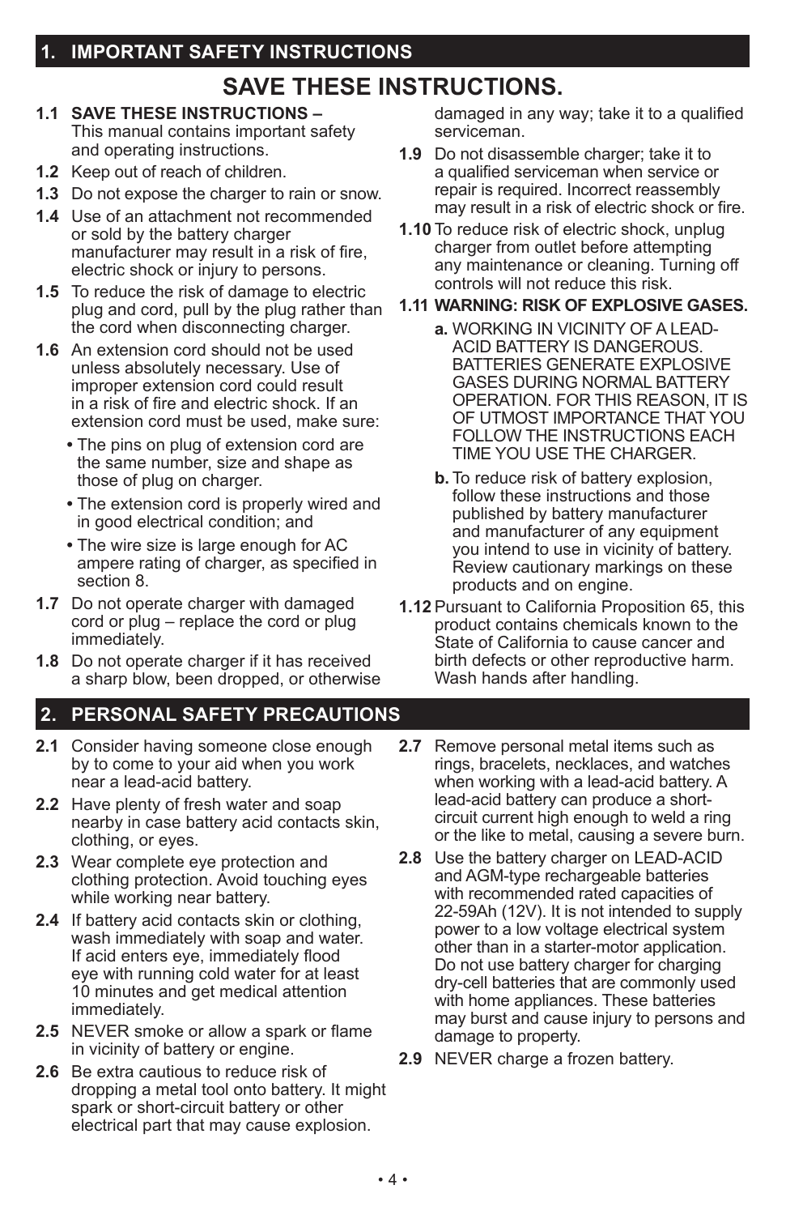## 1. IMPORTANT SAFETY INSTRUCTIONS

# SAVE THESE INSTRUCTIONS.

**1.1 SAVE THESE INSTRUCTIONS –** This manual contains important safety and operating instructions.

**1.2** Keep out of reach of children.

**1.3** Do not expose the charger to rain or snow.

**1.4** Use of an attachment not recommended or sold by the battery charger manufacturer may result in a risk of fire, electric shock or injury to persons.

**1.5** To reduce the risk of damage to electric plug and cord, pull by the plug rather than the cord when disconnecting charger.

**1.6** An extension cord should not be used unless absolutely necessary. Use of improper extension cord could result in a risk of fire and electric shock. If an extension cord must be used, make sure:

- The pins on plug of extension cord are the same number, size and shape as those of plug on charger.
- The extension cord is properly wired and in good electrical condition; and
- The wire size is large enough for AC ampere rating of charger, as specified in section 8.

**1.7** Do not operate charger with damaged cord or plug – replace the cord or plug immediately.

**1.8** Do not operate charger if it has received a sharp blow, been dropped, or otherwise damaged in any way; take it to a qualified serviceman.

**1.9** Do not disassemble charger; take it to a qualified serviceman when service or repair is required. Incorrect reassembly may result in a risk of electric shock or fire.

**1.10** To reduce risk of electric shock, unplug charger from outlet before attempting any maintenance or cleaning. Turning off controls will not reduce this risk.

**1.11 WARNING: RISK OF EXPLOSIVE GASES.**

**a.** WORKING IN VICINITY OF A LEAD-ACID BATTERY IS DANGEROUS. BATTERIES GENERATE EXPLOSIVE GASES DURING NORMAL BATTERY OPERATION. FOR THIS REASON, IT IS OF UTMOST IMPORTANCE THAT YOU FOLLOW THE INSTRUCTIONS EACH TIME YOU USE THE CHARGER.

**b.** To reduce risk of battery explosion, follow these instructions and those published by battery manufacturer and manufacturer of any equipment you intend to use in vicinity of battery. Review cautionary markings on these products and on engine.

**1.12** Pursuant to California Proposition 65, this product contains chemicals known to the State of California to cause cancer and birth defects or other reproductive harm. Wash hands after handling.

## 2. PERSONAL SAFETY PRECAUTIONS

**2.1** Consider having someone close enough by to come to your aid when you work near a lead-acid battery.

**2.2** Have plenty of fresh water and soap nearby in case battery acid contacts skin, clothing, or eyes.

**2.3** Wear complete eye protection and clothing protection. Avoid touching eyes while working near battery.

**2.4** If battery acid contacts skin or clothing, wash immediately with soap and water. If acid enters eye, immediately flood eye with running cold water for at least 10 minutes and get medical attention immediately.

**2.5** NEVER smoke or allow a spark or flame in vicinity of battery or engine.

**2.6** Be extra cautious to reduce risk of dropping a metal tool onto battery. It might spark or short-circuit battery or other electrical part that may cause explosion.

**2.7** Remove personal metal items such as rings, bracelets, necklaces, and watches when working with a lead-acid battery. A lead-acid battery can produce a short-circuit current high enough to weld a ring or the like to metal, causing a severe burn.

**2.8** Use the battery charger on LEAD-ACID and AGM-type rechargeable batteries with recommended rated capacities of 22-59Ah (12V). It is not intended to supply power to a low voltage electrical system other than in a starter-motor application. Do not use battery charger for charging dry-cell batteries that are commonly used with home appliances. These batteries may burst and cause injury to persons and damage to property.

**2.9** NEVER charge a frozen battery.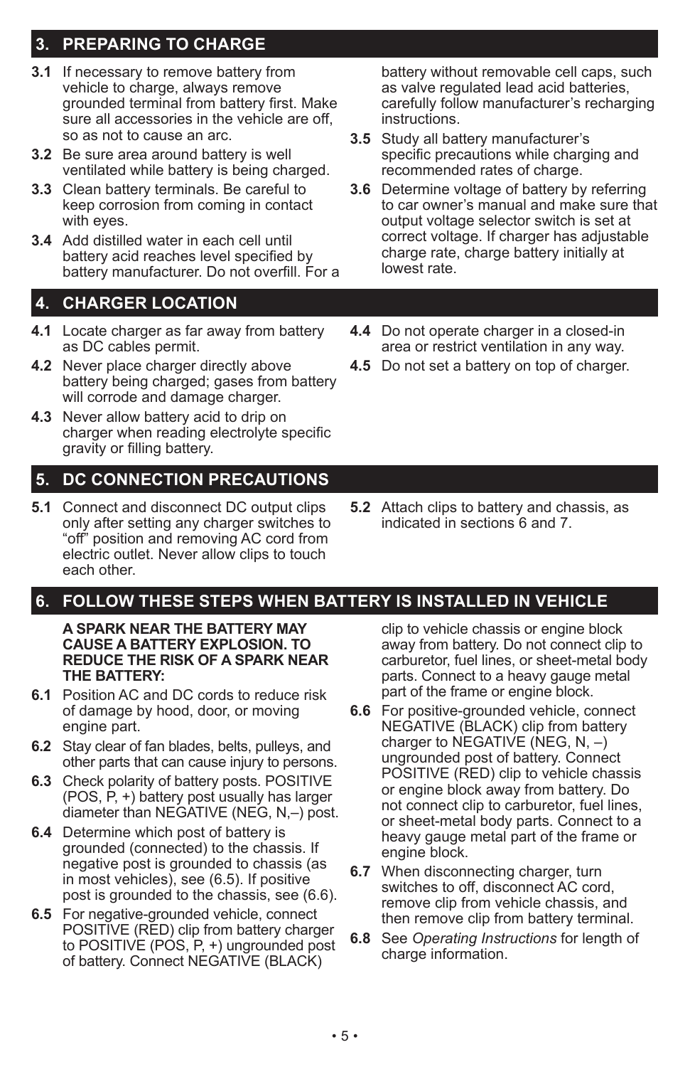## 3. PREPARING TO CHARGE

**3.1** If necessary to remove battery from vehicle to charge, always remove grounded terminal from battery first. Make sure all accessories in the vehicle are off, so as not to cause an arc.

**3.2** Be sure area around battery is well ventilated while battery is being charged.

**3.3** Clean battery terminals. Be careful to keep corrosion from coming in contact with eyes.

**3.4** Add distilled water in each cell until battery acid reaches level specified by battery manufacturer. Do not overfill. For a battery without removable cell caps, such as valve regulated lead acid batteries, carefully follow manufacturer's recharging instructions.

**3.5** Study all battery manufacturer's specific precautions while charging and recommended rates of charge.

**3.6** Determine voltage of battery by referring to car owner's manual and make sure that output voltage selector switch is set at correct voltage. If charger has adjustable charge rate, charge battery initially at lowest rate.

## 4. CHARGER LOCATION

**4.1** Locate charger as far away from battery as DC cables permit.

**4.2** Never place charger directly above battery being charged; gases from battery will corrode and damage charger.

**4.3** Never allow battery acid to drip on charger when reading electrolyte specific gravity or filling battery.

**4.4** Do not operate charger in a closed-in area or restrict ventilation in any way.

**4.5** Do not set a battery on top of charger.

## 5. DC CONNECTION PRECAUTIONS

**5.1** Connect and disconnect DC output clips only after setting any charger switches to "off" position and removing AC cord from electric outlet. Never allow clips to touch each other.

**5.2** Attach clips to battery and chassis, as indicated in sections 6 and 7.

## 6. FOLLOW THESE STEPS WHEN BATTERY IS INSTALLED IN VEHICLE

**A SPARK NEAR THE BATTERY MAY CAUSE A BATTERY EXPLOSION. TO REDUCE THE RISK OF A SPARK NEAR THE BATTERY:**

**6.1** Position AC and DC cords to reduce risk of damage by hood, door, or moving engine part.

**6.2** Stay clear of fan blades, belts, pulleys, and other parts that can cause injury to persons.

**6.3** Check polarity of battery posts. POSITIVE (POS, P, +) battery post usually has larger diameter than NEGATIVE (NEG, N,–) post.

**6.4** Determine which post of battery is grounded (connected) to the chassis. If negative post is grounded to chassis (as in most vehicles), see (6.5). If positive post is grounded to the chassis, see (6.6).

**6.5** For negative-grounded vehicle, connect POSITIVE (RED) clip from battery charger to POSITIVE (POS, P, +) ungrounded post of battery. Connect NEGATIVE (BLACK) clip to vehicle chassis or engine block away from battery. Do not connect clip to carburetor, fuel lines, or sheet-metal body parts. Connect to a heavy gauge metal part of the frame or engine block.

**6.6** For positive-grounded vehicle, connect NEGATIVE (BLACK) clip from battery charger to NEGATIVE (NEG, N, –) ungrounded post of battery. Connect POSITIVE (RED) clip to vehicle chassis or engine block away from battery. Do not connect clip to carburetor, fuel lines, or sheet-metal body parts. Connect to a heavy gauge metal part of the frame or engine block.

**6.7** When disconnecting charger, turn switches to off, disconnect AC cord, remove clip from vehicle chassis, and then remove clip from battery terminal.

**6.8** See *Operating Instructions* for length of charge information.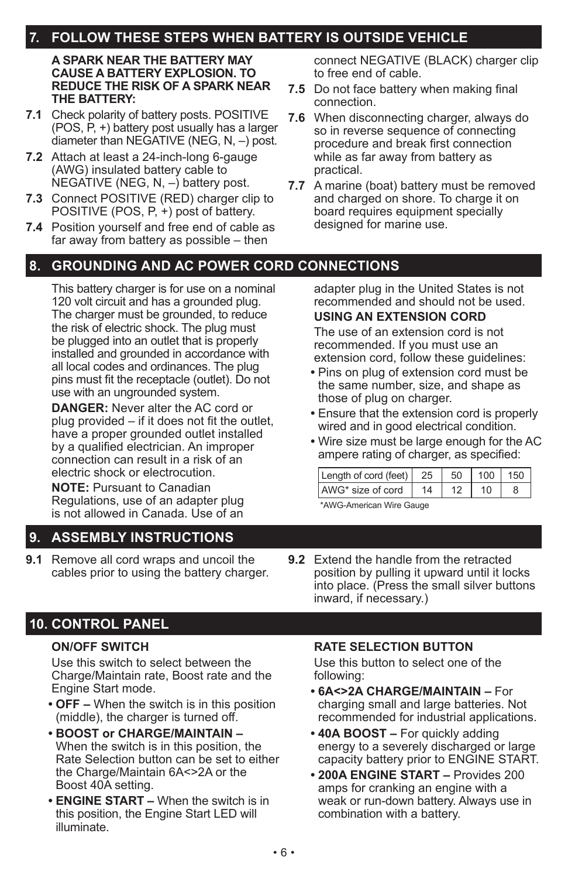## 7. FOLLOW THESE STEPS WHEN BATTERY IS OUTSIDE VEHICLE

**A SPARK NEAR THE BATTERY MAY CAUSE A BATTERY EXPLOSION. TO REDUCE THE RISK OF A SPARK NEAR THE BATTERY:**

**7.1** Check polarity of battery posts. POSITIVE (POS, P, +) battery post usually has a larger diameter than NEGATIVE (NEG, N, –) post.

**7.2** Attach at least a 24-inch-long 6-gauge (AWG) insulated battery cable to NEGATIVE (NEG, N, –) battery post.

**7.3** Connect POSITIVE (RED) charger clip to POSITIVE (POS, P, +) post of battery.

**7.4** Position yourself and free end of cable as far away from battery as possible – then connect NEGATIVE (BLACK) charger clip to free end of cable.

**7.5** Do not face battery when making final connection.

**7.6** When disconnecting charger, always do so in reverse sequence of connecting procedure and break first connection while as far away from battery as practical.

**7.7** A marine (boat) battery must be removed and charged on shore. To charge it on board requires equipment specially designed for marine use.

## 8. GROUNDING AND AC POWER CORD CONNECTIONS

This battery charger is for use on a nominal 120 volt circuit and has a grounded plug. The charger must be grounded, to reduce the risk of electric shock. The plug must be plugged into an outlet that is properly installed and grounded in accordance with all local codes and ordinances. The plug pins must fit the receptacle (outlet). Do not use with an ungrounded system.

**DANGER:** Never alter the AC cord or plug provided – if it does not fit the outlet, have a proper grounded outlet installed by a qualified electrician. An improper connection can result in a risk of an electric shock or electrocution.

**NOTE:** Pursuant to Canadian Regulations, use of an adapter plug is not allowed in Canada. Use of an adapter plug in the United States is not recommended and should not be used.

**USING AN EXTENSION CORD**

The use of an extension cord is not recommended. If you must use an extension cord, follow these guidelines:

- Pins on plug of extension cord must be the same number, size, and shape as those of plug on charger.
- Ensure that the extension cord is properly wired and in good electrical condition.
- Wire size must be large enough for the AC ampere rating of charger, as specified:

| Length of cord (feet) | 25 | 50 | 100 | 150 |
|---|---|---|---|---|
| AWG* size of cord | 14 | 12 | 10 | 8 |

*AWG-American Wire Gauge

## 9. ASSEMBLY INSTRUCTIONS

**9.1** Remove all cord wraps and uncoil the cables prior to using the battery charger.

**9.2** Extend the handle from the retracted position by pulling it upward until it locks into place. (Press the small silver buttons inward, if necessary.)

## 10. CONTROL PANEL

**ON/OFF SWITCH**

Use this switch to select between the Charge/Maintain rate, Boost rate and the Engine Start mode.

- **OFF –** When the switch is in this position (middle), the charger is turned off.
- **BOOST or CHARGE/MAINTAIN –** When the switch is in this position, the Rate Selection button can be set to either the Charge/Maintain 6A<>2A or the Boost 40A setting.
- **ENGINE START –** When the switch is in this position, the Engine Start LED will illuminate.

**RATE SELECTION BUTTON**

Use this button to select one of the following:

- **6A<>2A CHARGE/MAINTAIN –** For charging small and large batteries. Not recommended for industrial applications.
- **40A BOOST –** For quickly adding energy to a severely discharged or large capacity battery prior to ENGINE START.
- **200A ENGINE START –** Provides 200 amps for cranking an engine with a weak or run-down battery. Always use in combination with a battery.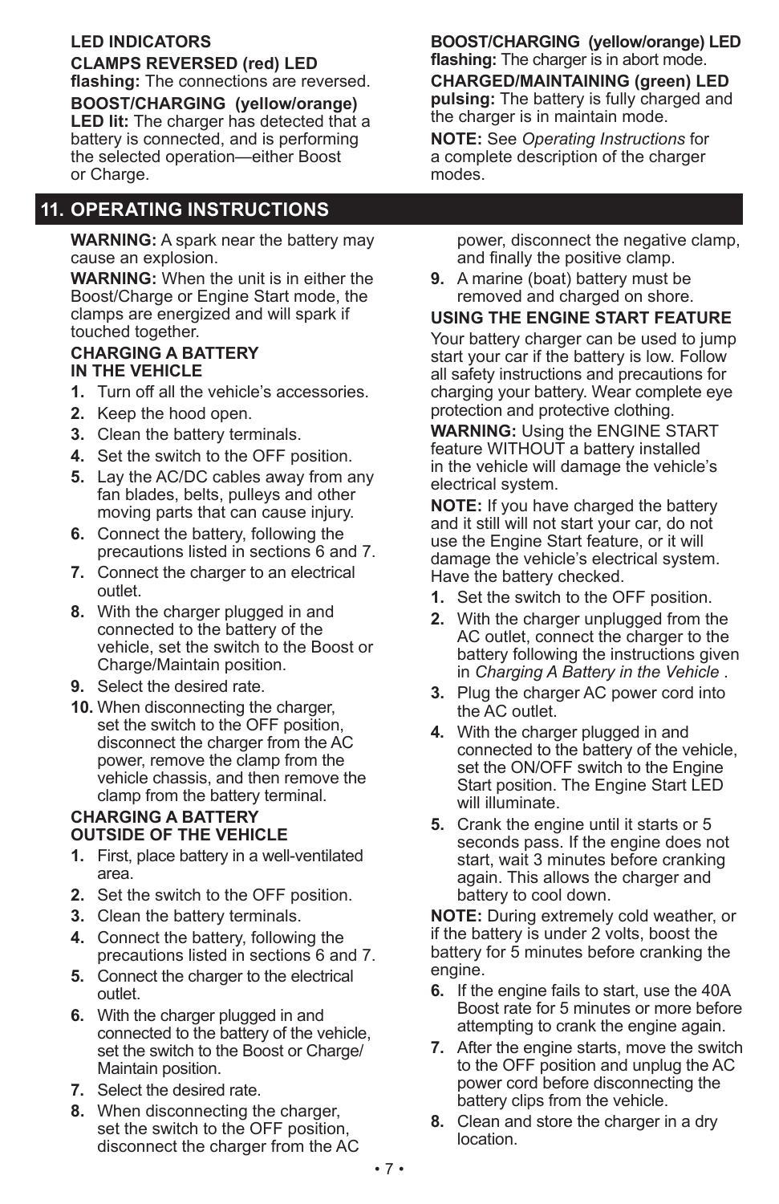**LED INDICATORS**

**CLAMPS REVERSED (red) LED**
**flashing:** The connections are reversed.

**BOOST/CHARGING (yellow/orange) LED lit:** The charger has detected that a battery is connected, and is performing the selected operation—either Boost or Charge.

**BOOST/CHARGING (yellow/orange) LED flashing:** The charger is in abort mode.

**CHARGED/MAINTAINING (green) LED pulsing:** The battery is fully charged and the charger is in maintain mode.

**NOTE:** See *Operating Instructions* for a complete description of the charger modes.

## 11. OPERATING INSTRUCTIONS

**WARNING:** A spark near the battery may cause an explosion.

**WARNING:** When the unit is in either the Boost/Charge or Engine Start mode, the clamps are energized and will spark if touched together.

### CHARGING A BATTERY IN THE VEHICLE

1. Turn off all the vehicle's accessories.
2. Keep the hood open.
3. Clean the battery terminals.
4. Set the switch to the OFF position.
5. Lay the AC/DC cables away from any fan blades, belts, pulleys and other moving parts that can cause injury.
6. Connect the battery, following the precautions listed in sections 6 and 7.
7. Connect the charger to an electrical outlet.
8. With the charger plugged in and connected to the battery of the vehicle, set the switch to the Boost or Charge/Maintain position.
9. Select the desired rate.
10. When disconnecting the charger, set the switch to the OFF position, disconnect the charger from the AC power, remove the clamp from the vehicle chassis, and then remove the clamp from the battery terminal.

### CHARGING A BATTERY OUTSIDE OF THE VEHICLE

1. First, place battery in a well-ventilated area.
2. Set the switch to the OFF position.
3. Clean the battery terminals.
4. Connect the battery, following the precautions listed in sections 6 and 7.
5. Connect the charger to the electrical outlet.
6. With the charger plugged in and connected to the battery of the vehicle, set the switch to the Boost or Charge/Maintain position.
7. Select the desired rate.
8. When disconnecting the charger, set the switch to the OFF position, disconnect the charger from the AC power, disconnect the negative clamp, and finally the positive clamp.
9. A marine (boat) battery must be removed and charged on shore.

### USING THE ENGINE START FEATURE

Your battery charger can be used to jump start your car if the battery is low. Follow all safety instructions and precautions for charging your battery. Wear complete eye protection and protective clothing.

**WARNING:** Using the ENGINE START feature WITHOUT a battery installed in the vehicle will damage the vehicle's electrical system.

**NOTE:** If you have charged the battery and it still will not start your car, do not use the Engine Start feature, or it will damage the vehicle's electrical system. Have the battery checked.

1. Set the switch to the OFF position.
2. With the charger unplugged from the AC outlet, connect the charger to the battery following the instructions given in *Charging A Battery in the Vehicle* .
3. Plug the charger AC power cord into the AC outlet.
4. With the charger plugged in and connected to the battery of the vehicle, set the ON/OFF switch to the Engine Start position. The Engine Start LED will illuminate.
5. Crank the engine until it starts or 5 seconds pass. If the engine does not start, wait 3 minutes before cranking again. This allows the charger and battery to cool down.

**NOTE:** During extremely cold weather, or if the battery is under 2 volts, boost the battery for 5 minutes before cranking the engine.

6. If the engine fails to start, use the 40A Boost rate for 5 minutes or more before attempting to crank the engine again.
7. After the engine starts, move the switch to the OFF position and unplug the AC power cord before disconnecting the battery clips from the vehicle.
8. Clean and store the charger in a dry location.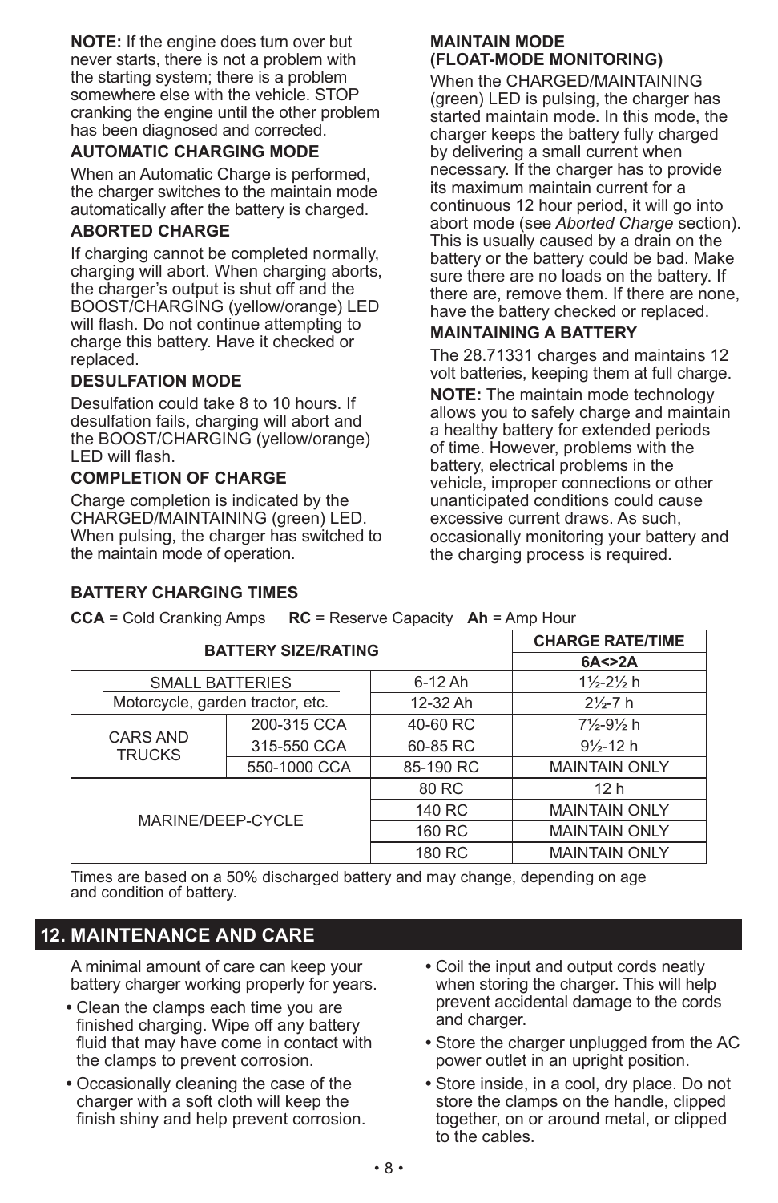**NOTE:** If the engine does turn over but never starts, there is not a problem with the starting system; there is a problem somewhere else with the vehicle. STOP cranking the engine until the other problem has been diagnosed and corrected.

### AUTOMATIC CHARGING MODE

When an Automatic Charge is performed, the charger switches to the maintain mode automatically after the battery is charged.

### ABORTED CHARGE

If charging cannot be completed normally, charging will abort. When charging aborts, the charger's output is shut off and the BOOST/CHARGING (yellow/orange) LED will flash. Do not continue attempting to charge this battery. Have it checked or replaced.

### DESULFATION MODE

Desulfation could take 8 to 10 hours. If desulfation fails, charging will abort and the BOOST/CHARGING (yellow/orange) LED will flash.

### COMPLETION OF CHARGE

Charge completion is indicated by the CHARGED/MAINTAINING (green) LED. When pulsing, the charger has switched to the maintain mode of operation.

### MAINTAIN MODE (FLOAT-MODE MONITORING)

When the CHARGED/MAINTAINING (green) LED is pulsing, the charger has started maintain mode. In this mode, the charger keeps the battery fully charged by delivering a small current when necessary. If the charger has to provide its maximum maintain current for a continuous 12 hour period, it will go into abort mode (see *Aborted Charge* section). This is usually caused by a drain on the battery or the battery could be bad. Make sure there are no loads on the battery. If there are, remove them. If there are none, have the battery checked or replaced.

### MAINTAINING A BATTERY

The 28.71331 charges and maintains 12 volt batteries, keeping them at full charge.

**NOTE:** The maintain mode technology allows you to safely charge and maintain a healthy battery for extended periods of time. However, problems with the battery, electrical problems in the vehicle, improper connections or other unanticipated conditions could cause excessive current draws. As such, occasionally monitoring your battery and the charging process is required.

### BATTERY CHARGING TIMES

**CCA** = Cold Cranking Amps **RC** = Reserve Capacity **Ah** = Amp Hour

| BATTERY SIZE/RATING | | | CHARGE RATE/TIME |
|---|---|---|---|
| | | | 6A<>2A |
| SMALL BATTERIES | | 6-12 Ah | 1½-2½ h |
| Motorcycle, garden tractor, etc. | | 12-32 Ah | 2½-7 h |
| CARS AND TRUCKS | 200-315 CCA | 40-60 RC | 7½-9½ h |
| | 315-550 CCA | 60-85 RC | 9½-12 h |
| | 550-1000 CCA | 85-190 RC | MAINTAIN ONLY |
| MARINE/DEEP-CYCLE | | 80 RC | 12 h |
| | | 140 RC | MAINTAIN ONLY |
| | | 160 RC | MAINTAIN ONLY |
| | | 180 RC | MAINTAIN ONLY |

Times are based on a 50% discharged battery and may change, depending on age and condition of battery.

## 12. MAINTENANCE AND CARE

A minimal amount of care can keep your battery charger working properly for years.

- Clean the clamps each time you are finished charging. Wipe off any battery fluid that may have come in contact with the clamps to prevent corrosion.
- Occasionally cleaning the case of the charger with a soft cloth will keep the finish shiny and help prevent corrosion.
- Coil the input and output cords neatly when storing the charger. This will help prevent accidental damage to the cords and charger.
- Store the charger unplugged from the AC power outlet in an upright position.
- Store inside, in a cool, dry place. Do not store the clamps on the handle, clipped together, on or around metal, or clipped to the cables.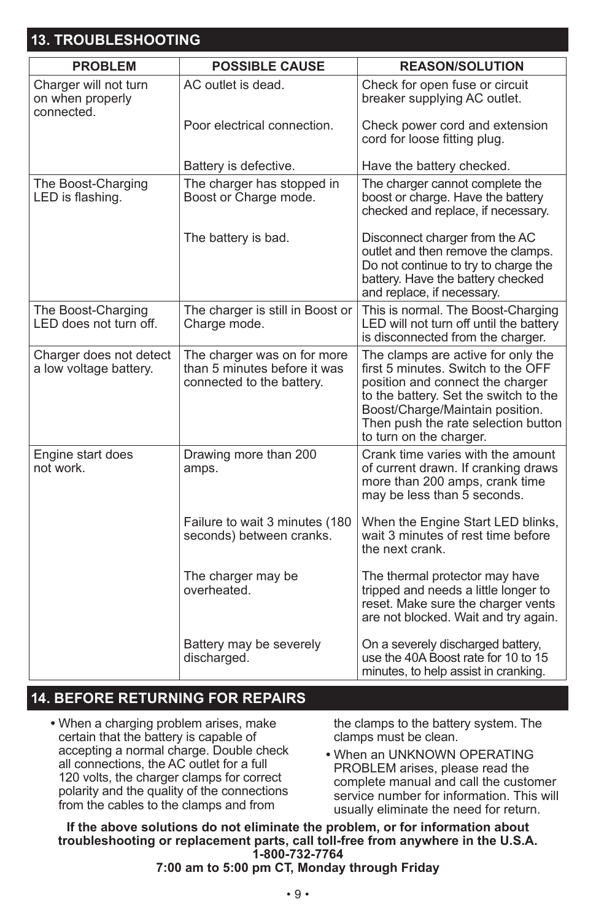## 13. TROUBLESHOOTING

| PROBLEM | POSSIBLE CAUSE | REASON/SOLUTION |
|---|---|---|
| Charger will not turn on when properly connected. | AC outlet is dead. | Check for open fuse or circuit breaker supplying AC outlet. |
| | Poor electrical connection. | Check power cord and extension cord for loose fitting plug. |
| | Battery is defective. | Have the battery checked. |
| The Boost-Charging LED is flashing. | The charger has stopped in Boost or Charge mode. | The charger cannot complete the boost or charge. Have the battery checked and replace, if necessary. |
| | The battery is bad. | Disconnect charger from the AC outlet and then remove the clamps. Do not continue to try to charge the battery. Have the battery checked and replace, if necessary. |
| The Boost-Charging LED does not turn off. | The charger is still in Boost or Charge mode. | This is normal. The Boost-Charging LED will not turn off until the battery is disconnected from the charger. |
| Charger does not detect a low voltage battery. | The charger was on for more than 5 minutes before it was connected to the battery. | The clamps are active for only the first 5 minutes. Switch to the OFF position and connect the charger to the battery. Set the switch to the Boost/Charge/Maintain position. Then push the rate selection button to turn on the charger. |
| Engine start does not work. | Drawing more than 200 amps. | Crank time varies with the amount of current drawn. If cranking draws more than 200 amps, crank time may be less than 5 seconds. |
| | Failure to wait 3 minutes (180 seconds) between cranks. | When the Engine Start LED blinks, wait 3 minutes of rest time before the next crank. |
| | The charger may be overheated. | The thermal protector may have tripped and needs a little longer to reset. Make sure the charger vents are not blocked. Wait and try again. |
| | Battery may be severely discharged. | On a severely discharged battery, use the 40A Boost rate for 10 to 15 minutes, to help assist in cranking. |

## 14. BEFORE RETURNING FOR REPAIRS

- When a charging problem arises, make certain that the battery is capable of accepting a normal charge. Double check all connections, the AC outlet for a full 120 volts, the charger clamps for correct polarity and the quality of the connections from the cables to the clamps and from the clamps to the battery system. The clamps must be clean.
- When an UNKNOWN OPERATING PROBLEM arises, please read the complete manual and call the customer service number for information. This will usually eliminate the need for return.

**If the above solutions do not eliminate the problem, or for information about troubleshooting or replacement parts, call toll-free from anywhere in the U.S.A.**
**1-800-732-7764**
**7:00 am to 5:00 pm CT, Monday through Friday**